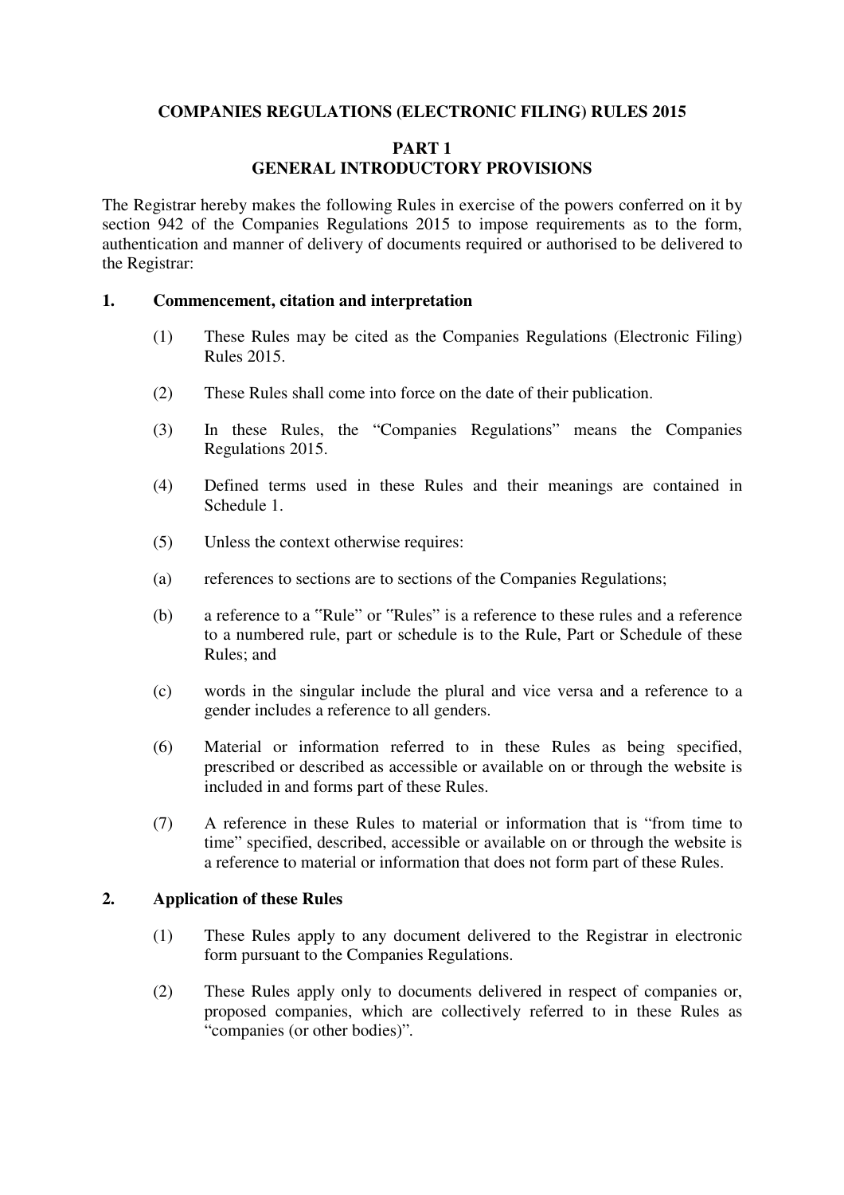# COMPANIES REGULATIONS (ELECTRONIC FILING) RULES 2015

## PART 1
## GENERAL INTRODUCTORY PROVISIONS

The Registrar hereby makes the following Rules in exercise of the powers conferred on it by section 942 of the Companies Regulations 2015 to impose requirements as to the form, authentication and manner of delivery of documents required or authorised to be delivered to the Registrar:

### 1. Commencement, citation and interpretation

(1) These Rules may be cited as the Companies Regulations (Electronic Filing) Rules 2015.

(2) These Rules shall come into force on the date of their publication.

(3) In these Rules, the "Companies Regulations" means the Companies Regulations 2015.

(4) Defined terms used in these Rules and their meanings are contained in Schedule 1.

(5) Unless the context otherwise requires:

(a) references to sections are to sections of the Companies Regulations;

(b) a reference to a "Rule" or "Rules" is a reference to these rules and a reference to a numbered rule, part or schedule is to the Rule, Part or Schedule of these Rules; and

(c) words in the singular include the plural and vice versa and a reference to a gender includes a reference to all genders.

(6) Material or information referred to in these Rules as being specified, prescribed or described as accessible or available on or through the website is included in and forms part of these Rules.

(7) A reference in these Rules to material or information that is "from time to time" specified, described, accessible or available on or through the website is a reference to material or information that does not form part of these Rules.

### 2. Application of these Rules

(1) These Rules apply to any document delivered to the Registrar in electronic form pursuant to the Companies Regulations.

(2) These Rules apply only to documents delivered in respect of companies or, proposed companies, which are collectively referred to in these Rules as "companies (or other bodies)".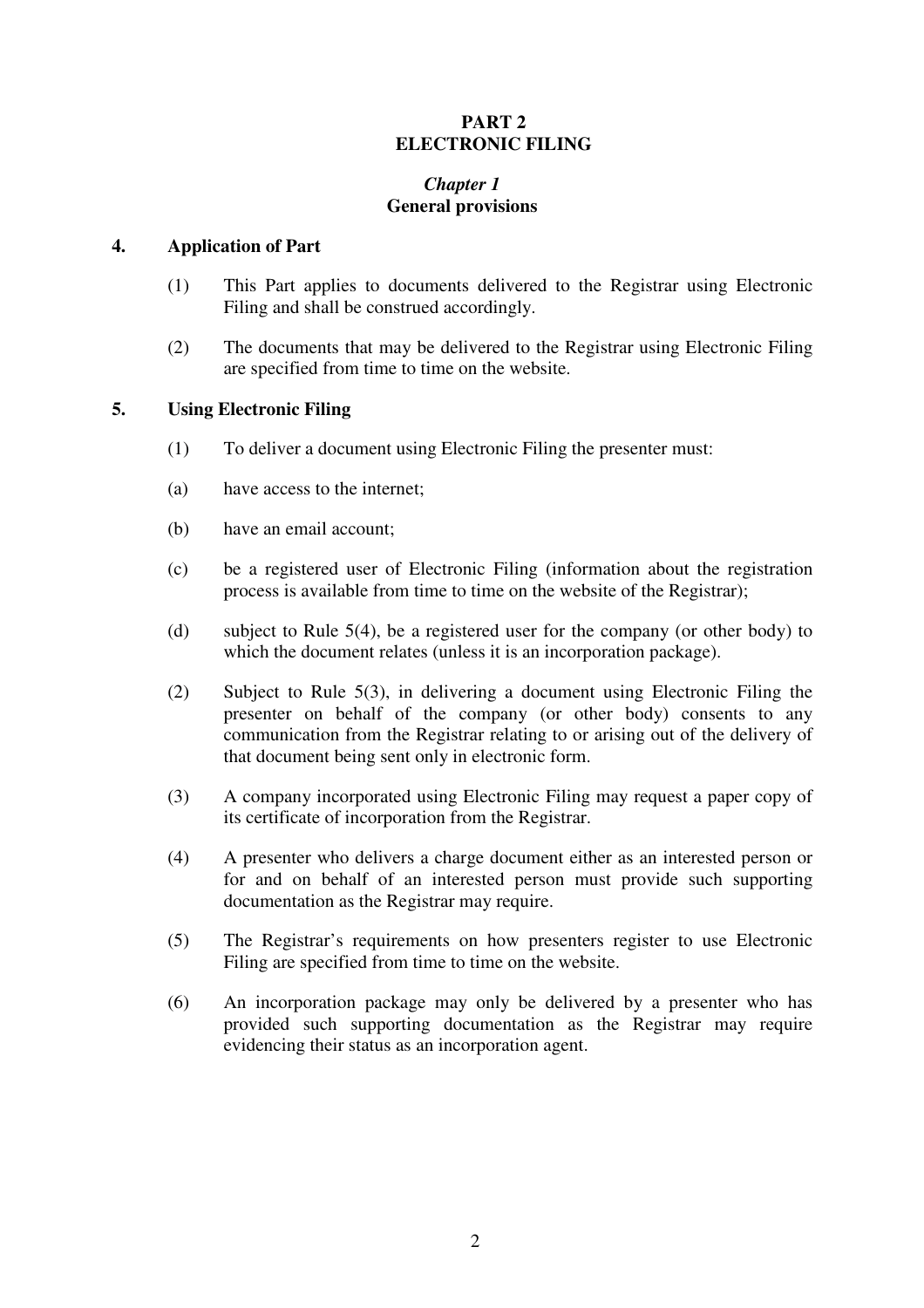# PART 2
# ELECTRONIC FILING

## *Chapter 1*
## General provisions

### 4. Application of Part

(1) This Part applies to documents delivered to the Registrar using Electronic Filing and shall be construed accordingly.

(2) The documents that may be delivered to the Registrar using Electronic Filing are specified from time to time on the website.

### 5. Using Electronic Filing

(1) To deliver a document using Electronic Filing the presenter must:

(a) have access to the internet;

(b) have an email account;

(c) be a registered user of Electronic Filing (information about the registration process is available from time to time on the website of the Registrar);

(d) subject to Rule 5(4), be a registered user for the company (or other body) to which the document relates (unless it is an incorporation package).

(2) Subject to Rule 5(3), in delivering a document using Electronic Filing the presenter on behalf of the company (or other body) consents to any communication from the Registrar relating to or arising out of the delivery of that document being sent only in electronic form.

(3) A company incorporated using Electronic Filing may request a paper copy of its certificate of incorporation from the Registrar.

(4) A presenter who delivers a charge document either as an interested person or for and on behalf of an interested person must provide such supporting documentation as the Registrar may require.

(5) The Registrar's requirements on how presenters register to use Electronic Filing are specified from time to time on the website.

(6) An incorporation package may only be delivered by a presenter who has provided such supporting documentation as the Registrar may require evidencing their status as an incorporation agent.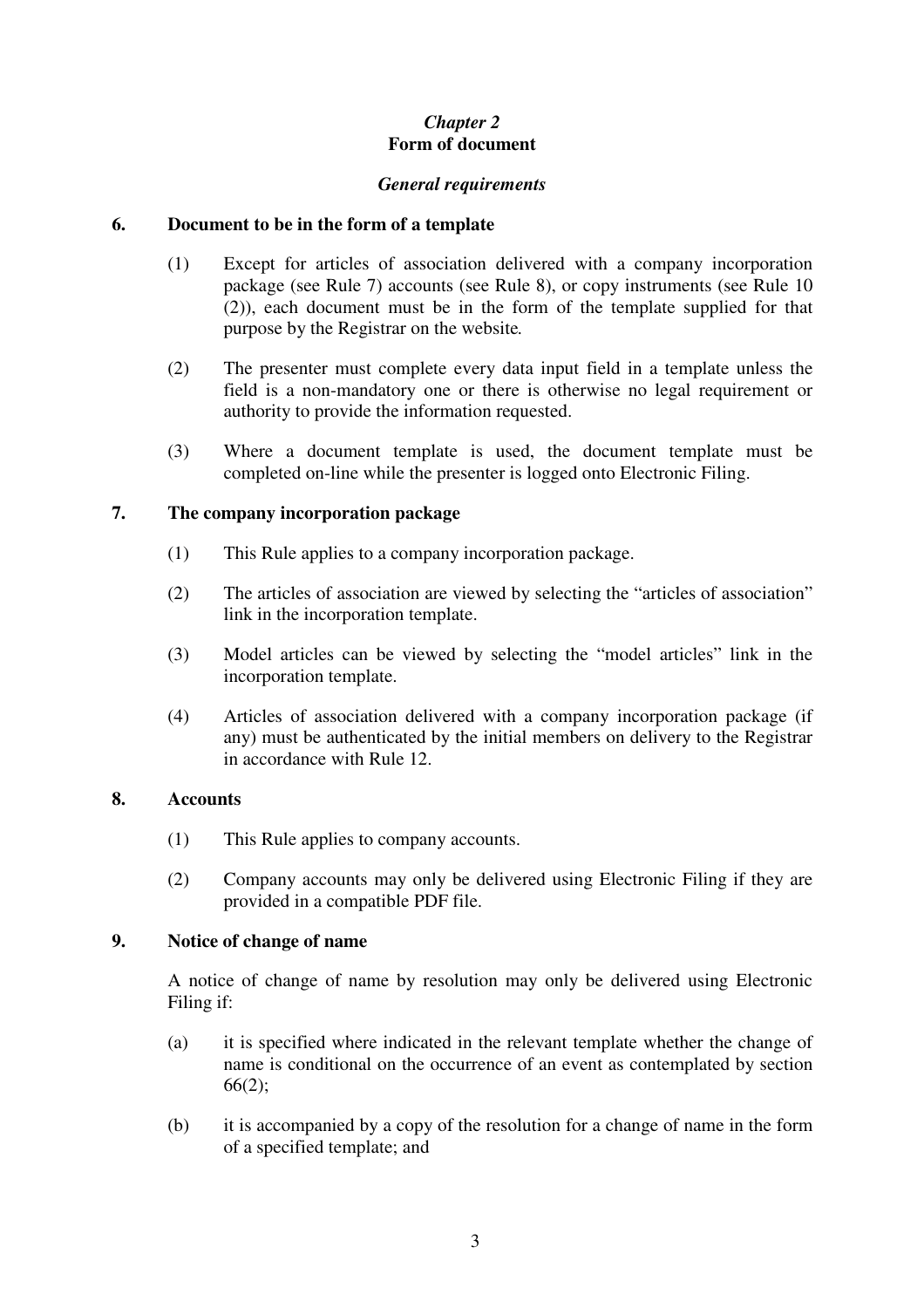## *Chapter 2*
## **Form of document**

### *General requirements*

**6. Document to be in the form of a template**

(1) Except for articles of association delivered with a company incorporation package (see Rule 7) accounts (see Rule 8), or copy instruments (see Rule 10 (2)), each document must be in the form of the template supplied for that purpose by the Registrar on the website.

(2) The presenter must complete every data input field in a template unless the field is a non-mandatory one or there is otherwise no legal requirement or authority to provide the information requested.

(3) Where a document template is used, the document template must be completed on-line while the presenter is logged onto Electronic Filing.

**7. The company incorporation package**

(1) This Rule applies to a company incorporation package.

(2) The articles of association are viewed by selecting the "articles of association" link in the incorporation template.

(3) Model articles can be viewed by selecting the "model articles" link in the incorporation template.

(4) Articles of association delivered with a company incorporation package (if any) must be authenticated by the initial members on delivery to the Registrar in accordance with Rule 12.

**8. Accounts**

(1) This Rule applies to company accounts.

(2) Company accounts may only be delivered using Electronic Filing if they are provided in a compatible PDF file.

**9. Notice of change of name**

A notice of change of name by resolution may only be delivered using Electronic Filing if:

(a) it is specified where indicated in the relevant template whether the change of name is conditional on the occurrence of an event as contemplated by section 66(2);

(b) it is accompanied by a copy of the resolution for a change of name in the form of a specified template; and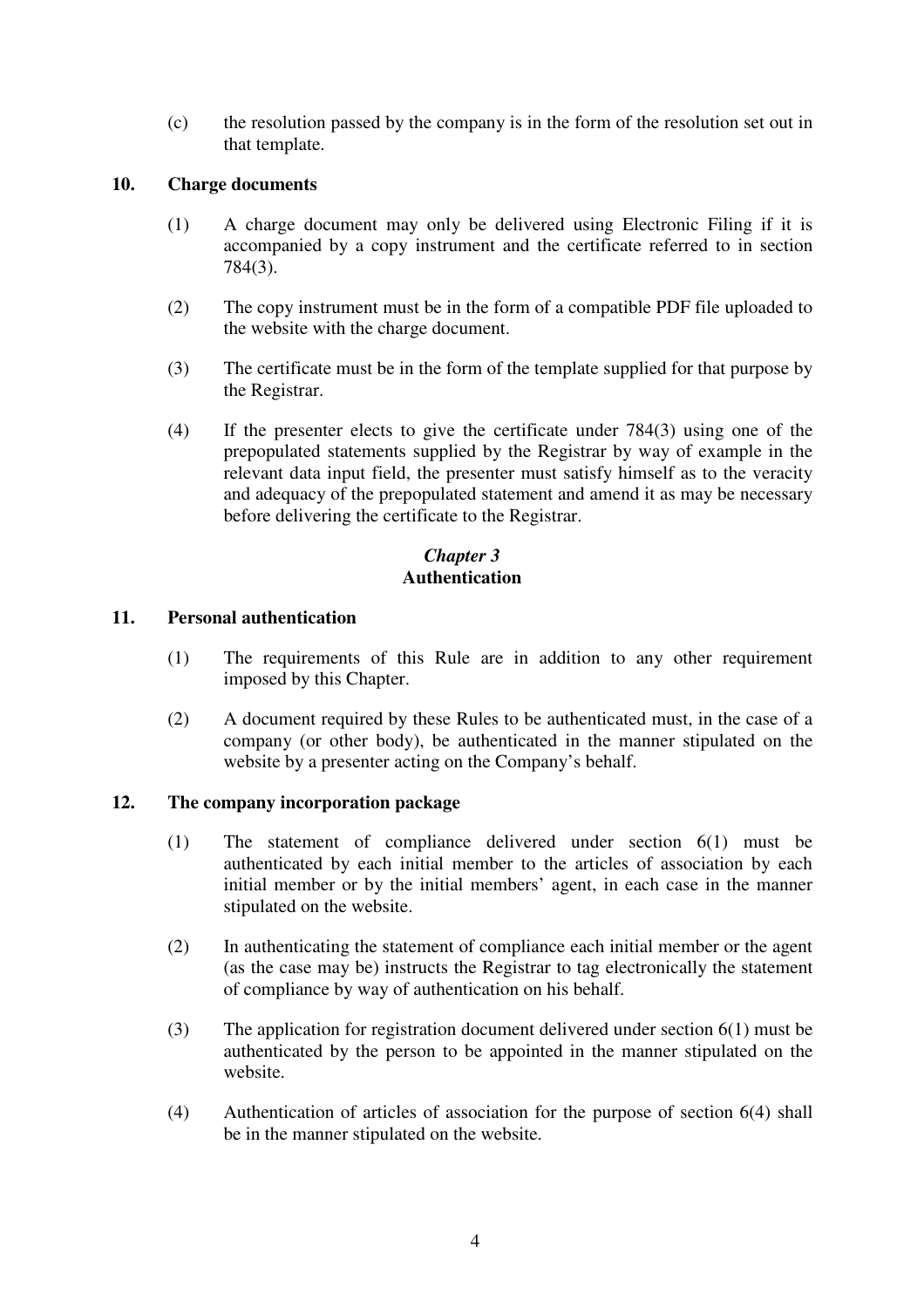(c) the resolution passed by the company is in the form of the resolution set out in that template.

### 10. Charge documents

(1) A charge document may only be delivered using Electronic Filing if it is accompanied by a copy instrument and the certificate referred to in section 784(3).

(2) The copy instrument must be in the form of a compatible PDF file uploaded to the website with the charge document.

(3) The certificate must be in the form of the template supplied for that purpose by the Registrar.

(4) If the presenter elects to give the certificate under 784(3) using one of the prepopulated statements supplied by the Registrar by way of example in the relevant data input field, the presenter must satisfy himself as to the veracity and adequacy of the prepopulated statement and amend it as may be necessary before delivering the certificate to the Registrar.

## *Chapter 3*
## Authentication

### 11. Personal authentication

(1) The requirements of this Rule are in addition to any other requirement imposed by this Chapter.

(2) A document required by these Rules to be authenticated must, in the case of a company (or other body), be authenticated in the manner stipulated on the website by a presenter acting on the Company's behalf.

### 12. The company incorporation package

(1) The statement of compliance delivered under section 6(1) must be authenticated by each initial member to the articles of association by each initial member or by the initial members' agent, in each case in the manner stipulated on the website.

(2) In authenticating the statement of compliance each initial member or the agent (as the case may be) instructs the Registrar to tag electronically the statement of compliance by way of authentication on his behalf.

(3) The application for registration document delivered under section 6(1) must be authenticated by the person to be appointed in the manner stipulated on the website.

(4) Authentication of articles of association for the purpose of section 6(4) shall be in the manner stipulated on the website.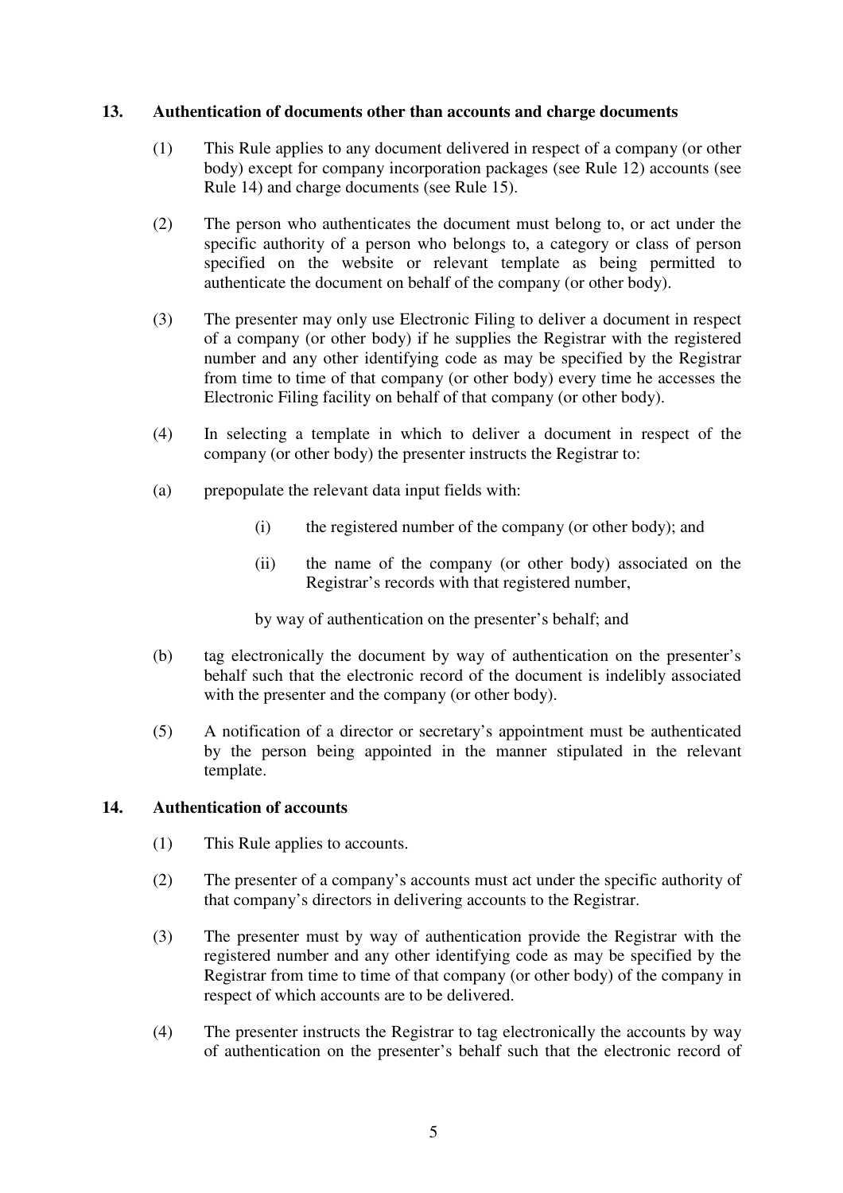## 13. Authentication of documents other than accounts and charge documents

(1) This Rule applies to any document delivered in respect of a company (or other body) except for company incorporation packages (see Rule 12) accounts (see Rule 14) and charge documents (see Rule 15).

(2) The person who authenticates the document must belong to, or act under the specific authority of a person who belongs to, a category or class of person specified on the website or relevant template as being permitted to authenticate the document on behalf of the company (or other body).

(3) The presenter may only use Electronic Filing to deliver a document in respect of a company (or other body) if he supplies the Registrar with the registered number and any other identifying code as may be specified by the Registrar from time to time of that company (or other body) every time he accesses the Electronic Filing facility on behalf of that company (or other body).

(4) In selecting a template in which to deliver a document in respect of the company (or other body) the presenter instructs the Registrar to:

(a) prepopulate the relevant data input fields with:

(i) the registered number of the company (or other body); and

(ii) the name of the company (or other body) associated on the Registrar's records with that registered number,

by way of authentication on the presenter's behalf; and

(b) tag electronically the document by way of authentication on the presenter's behalf such that the electronic record of the document is indelibly associated with the presenter and the company (or other body).

(5) A notification of a director or secretary's appointment must be authenticated by the person being appointed in the manner stipulated in the relevant template.

## 14. Authentication of accounts

(1) This Rule applies to accounts.

(2) The presenter of a company's accounts must act under the specific authority of that company's directors in delivering accounts to the Registrar.

(3) The presenter must by way of authentication provide the Registrar with the registered number and any other identifying code as may be specified by the Registrar from time to time of that company (or other body) of the company in respect of which accounts are to be delivered.

(4) The presenter instructs the Registrar to tag electronically the accounts by way of authentication on the presenter's behalf such that the electronic record of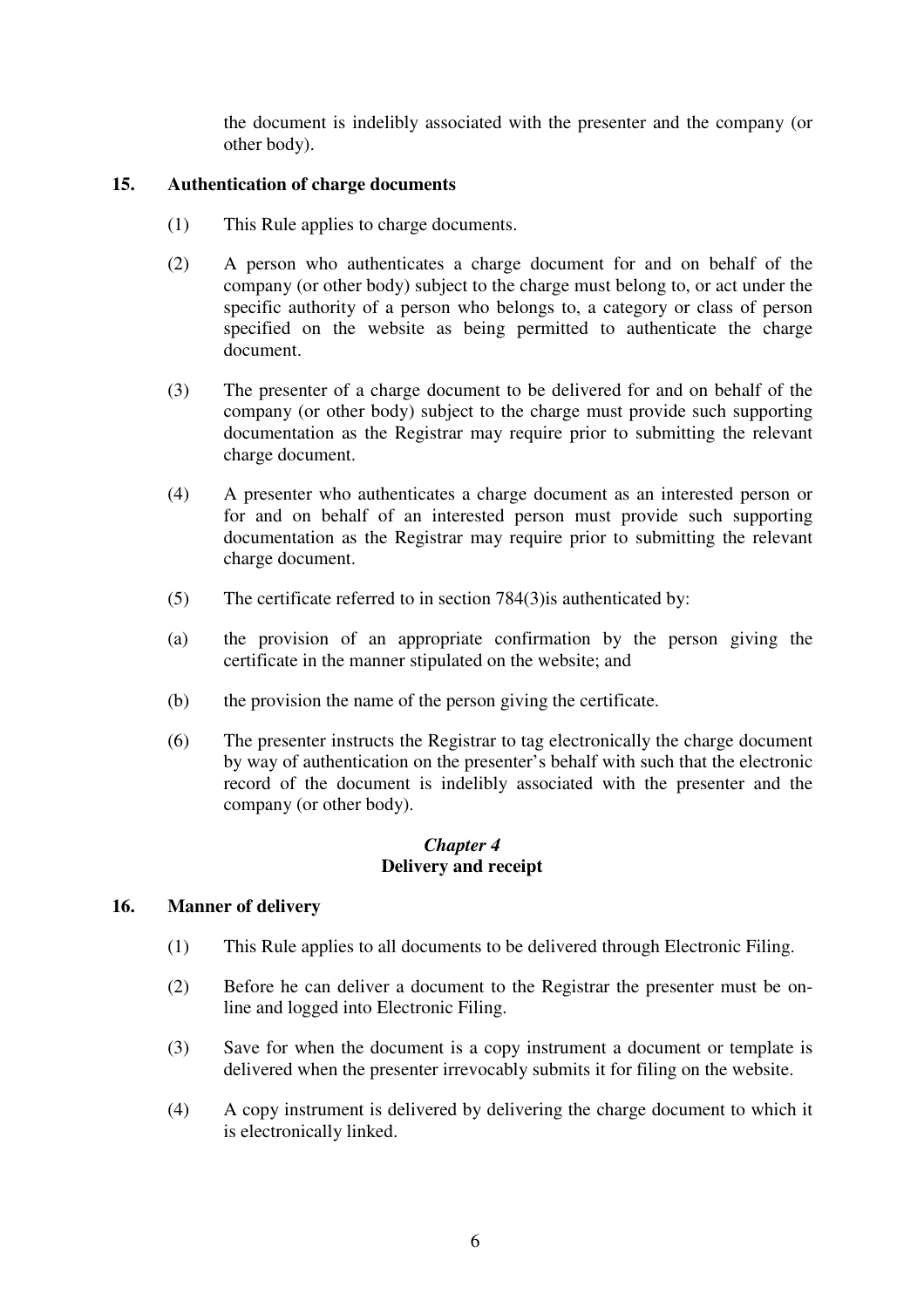the document is indelibly associated with the presenter and the company (or other body).

### 15. Authentication of charge documents

(1) This Rule applies to charge documents.

(2) A person who authenticates a charge document for and on behalf of the company (or other body) subject to the charge must belong to, or act under the specific authority of a person who belongs to, a category or class of person specified on the website as being permitted to authenticate the charge document.

(3) The presenter of a charge document to be delivered for and on behalf of the company (or other body) subject to the charge must provide such supporting documentation as the Registrar may require prior to submitting the relevant charge document.

(4) A presenter who authenticates a charge document as an interested person or for and on behalf of an interested person must provide such supporting documentation as the Registrar may require prior to submitting the relevant charge document.

(5) The certificate referred to in section 784(3)is authenticated by:

(a) the provision of an appropriate confirmation by the person giving the certificate in the manner stipulated on the website; and

(b) the provision the name of the person giving the certificate.

(6) The presenter instructs the Registrar to tag electronically the charge document by way of authentication on the presenter's behalf with such that the electronic record of the document is indelibly associated with the presenter and the company (or other body).

## *Chapter 4*
## Delivery and receipt

### 16. Manner of delivery

(1) This Rule applies to all documents to be delivered through Electronic Filing.

(2) Before he can deliver a document to the Registrar the presenter must be on-line and logged into Electronic Filing.

(3) Save for when the document is a copy instrument a document or template is delivered when the presenter irrevocably submits it for filing on the website.

(4) A copy instrument is delivered by delivering the charge document to which it is electronically linked.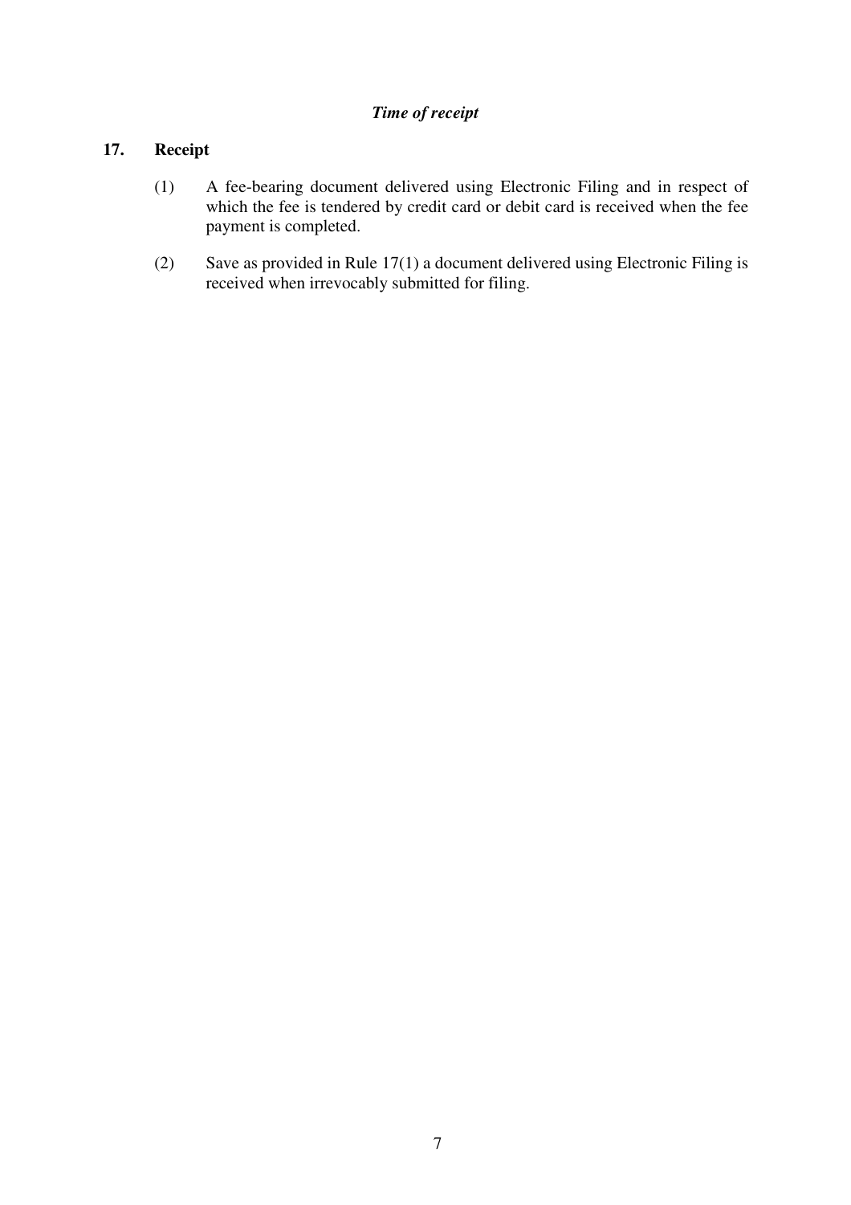***Time of receipt***

**17. Receipt**

(1) A fee-bearing document delivered using Electronic Filing and in respect of which the fee is tendered by credit card or debit card is received when the fee payment is completed.

(2) Save as provided in Rule 17(1) a document delivered using Electronic Filing is received when irrevocably submitted for filing.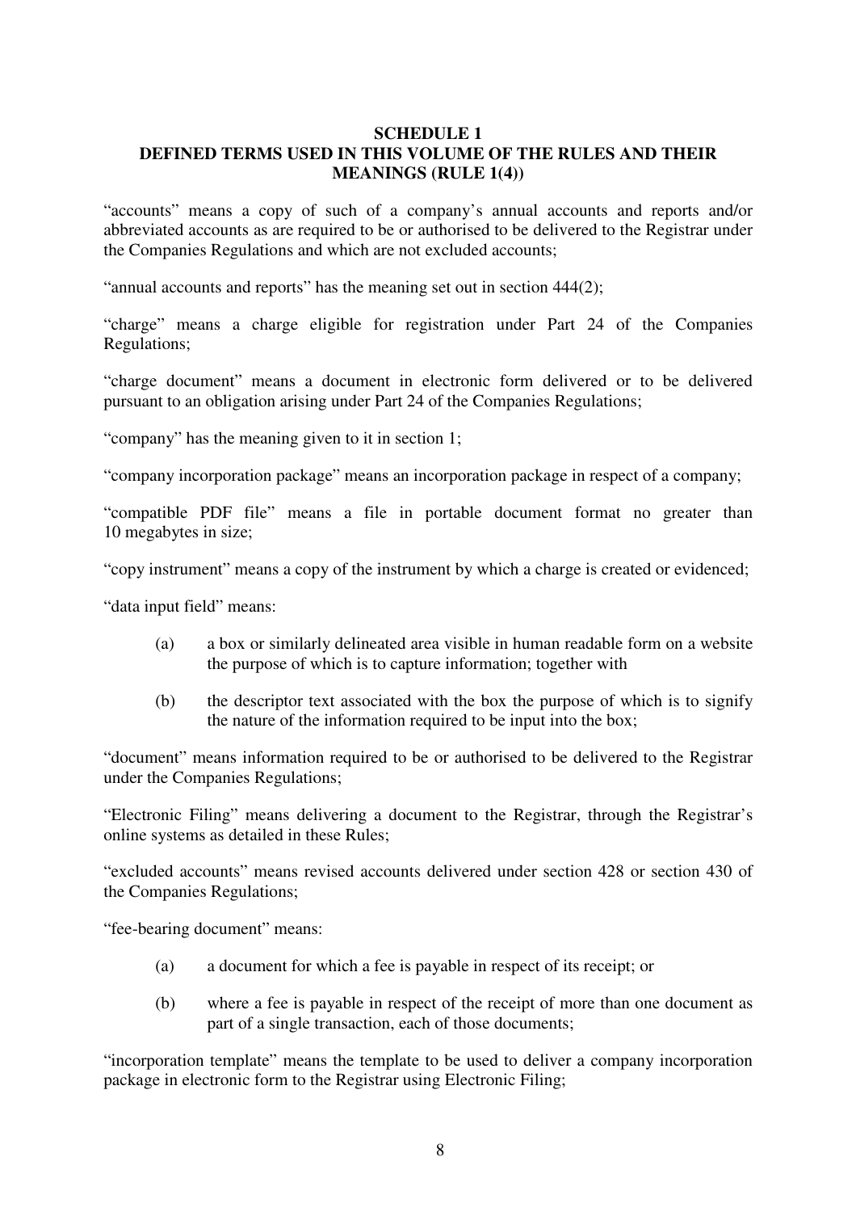## SCHEDULE 1
## DEFINED TERMS USED IN THIS VOLUME OF THE RULES AND THEIR MEANINGS (RULE 1(4))

"accounts" means a copy of such of a company's annual accounts and reports and/or abbreviated accounts as are required to be or authorised to be delivered to the Registrar under the Companies Regulations and which are not excluded accounts;

"annual accounts and reports" has the meaning set out in section 444(2);

"charge" means a charge eligible for registration under Part 24 of the Companies Regulations;

"charge document" means a document in electronic form delivered or to be delivered pursuant to an obligation arising under Part 24 of the Companies Regulations;

"company" has the meaning given to it in section 1;

"company incorporation package" means an incorporation package in respect of a company;

"compatible PDF file" means a file in portable document format no greater than 10 megabytes in size;

"copy instrument" means a copy of the instrument by which a charge is created or evidenced;

"data input field" means:

(a) a box or similarly delineated area visible in human readable form on a website the purpose of which is to capture information; together with

(b) the descriptor text associated with the box the purpose of which is to signify the nature of the information required to be input into the box;

"document" means information required to be or authorised to be delivered to the Registrar under the Companies Regulations;

"Electronic Filing" means delivering a document to the Registrar, through the Registrar's online systems as detailed in these Rules;

"excluded accounts" means revised accounts delivered under section 428 or section 430 of the Companies Regulations;

"fee-bearing document" means:

(a) a document for which a fee is payable in respect of its receipt; or

(b) where a fee is payable in respect of the receipt of more than one document as part of a single transaction, each of those documents;

"incorporation template" means the template to be used to deliver a company incorporation package in electronic form to the Registrar using Electronic Filing;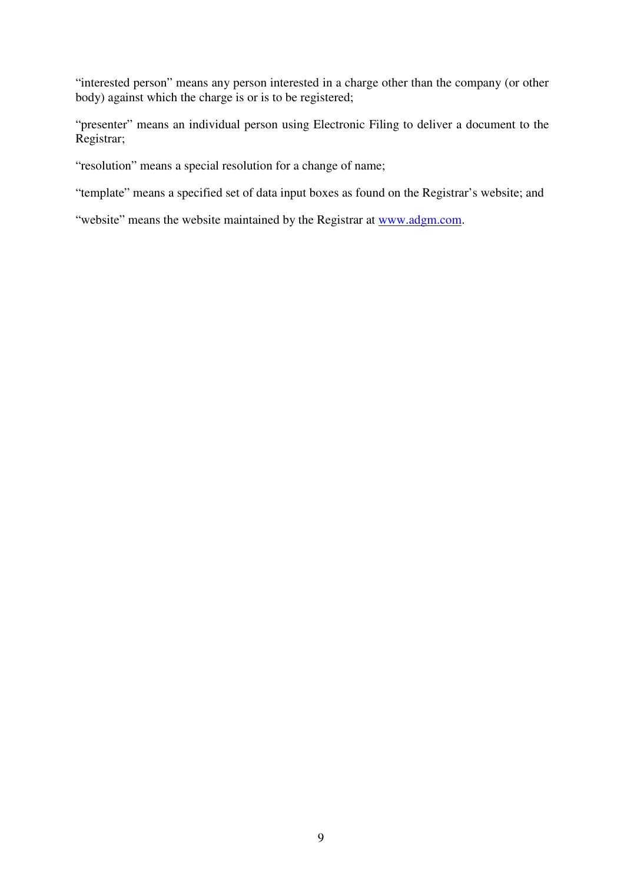"interested person" means any person interested in a charge other than the company (or other body) against which the charge is or is to be registered;

"presenter" means an individual person using Electronic Filing to deliver a document to the Registrar;

"resolution" means a special resolution for a change of name;

"template" means a specified set of data input boxes as found on the Registrar's website; and

"website" means the website maintained by the Registrar at [www.adgm.com](http://www.adgm.com).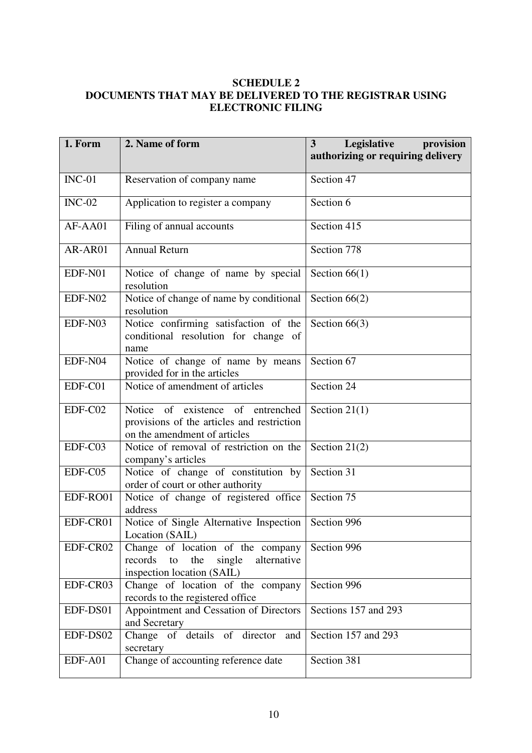**SCHEDULE 2**
**DOCUMENTS THAT MAY BE DELIVERED TO THE REGISTRAR USING ELECTRONIC FILING**

| 1. Form | 2. Name of form | 3 Legislative provision authorizing or requiring delivery |
|---|---|---|
| INC-01 | Reservation of company name | Section 47 |
| INC-02 | Application to register a company | Section 6 |
| AF-AA01 | Filing of annual accounts | Section 415 |
| AR-AR01 | Annual Return | Section 778 |
| EDF-N01 | Notice of change of name by special resolution | Section 66(1) |
| EDF-N02 | Notice of change of name by conditional resolution | Section 66(2) |
| EDF-N03 | Notice confirming satisfaction of the conditional resolution for change of name | Section 66(3) |
| EDF-N04 | Notice of change of name by means provided for in the articles | Section 67 |
| EDF-C01 | Notice of amendment of articles | Section 24 |
| EDF-C02 | Notice of existence of entrenched provisions of the articles and restriction on the amendment of articles | Section 21(1) |
| EDF-C03 | Notice of removal of restriction on the company's articles | Section 21(2) |
| EDF-C05 | Notice of change of constitution by order of court or other authority | Section 31 |
| EDF-RO01 | Notice of change of registered office address | Section 75 |
| EDF-CR01 | Notice of Single Alternative Inspection Location (SAIL) | Section 996 |
| EDF-CR02 | Change of location of the company records to the single alternative inspection location (SAIL) | Section 996 |
| EDF-CR03 | Change of location of the company records to the registered office | Section 996 |
| EDF-DS01 | Appointment and Cessation of Directors and Secretary | Sections 157 and 293 |
| EDF-DS02 | Change of details of director and secretary | Section 157 and 293 |
| EDF-A01 | Change of accounting reference date | Section 381 |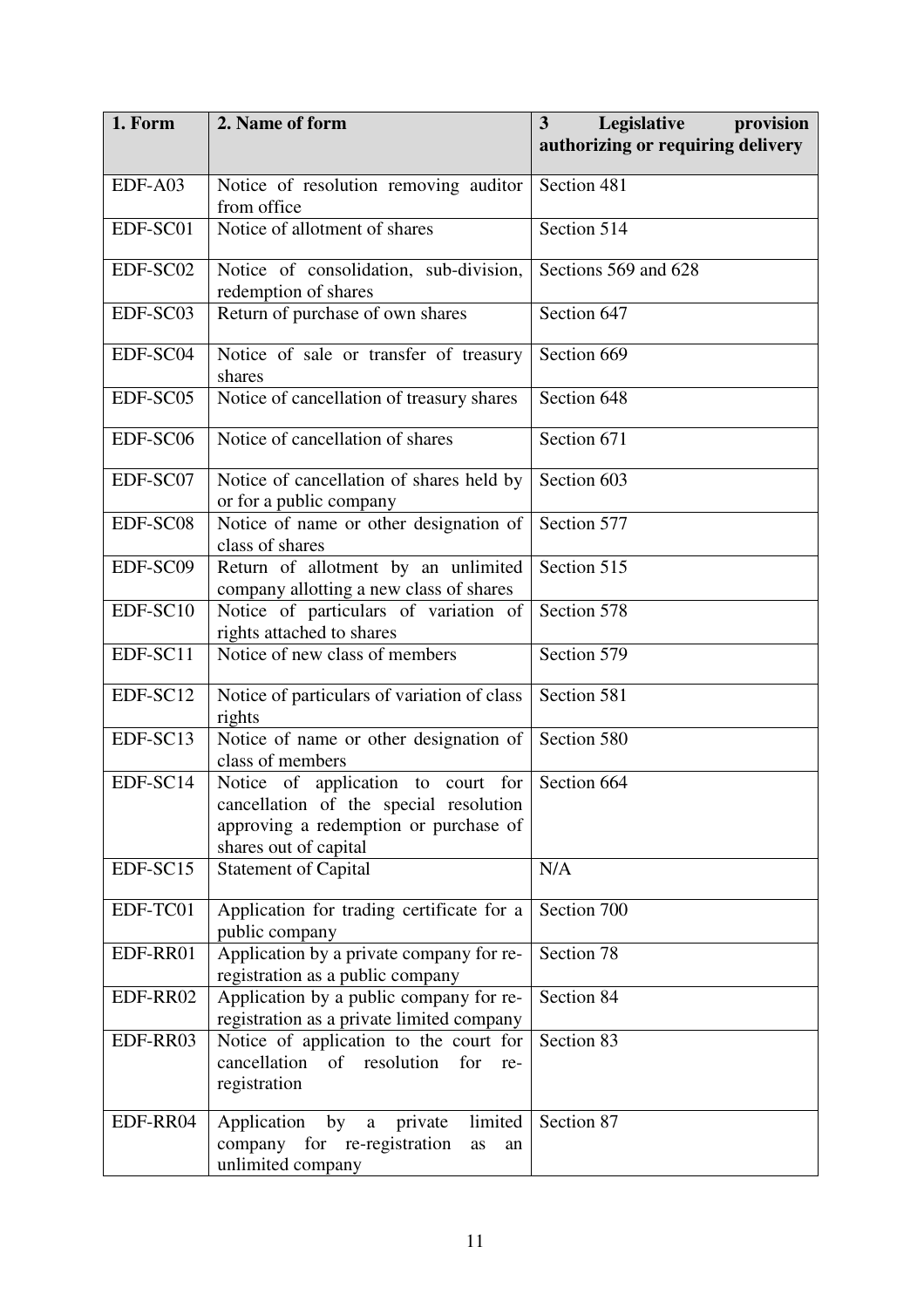| 1. Form | 2. Name of form | 3 Legislative provision authorizing or requiring delivery |
|---|---|---|
| EDF-A03 | Notice of resolution removing auditor from office | Section 481 |
| EDF-SC01 | Notice of allotment of shares | Section 514 |
| EDF-SC02 | Notice of consolidation, sub-division, redemption of shares | Sections 569 and 628 |
| EDF-SC03 | Return of purchase of own shares | Section 647 |
| EDF-SC04 | Notice of sale or transfer of treasury shares | Section 669 |
| EDF-SC05 | Notice of cancellation of treasury shares | Section 648 |
| EDF-SC06 | Notice of cancellation of shares | Section 671 |
| EDF-SC07 | Notice of cancellation of shares held by or for a public company | Section 603 |
| EDF-SC08 | Notice of name or other designation of class of shares | Section 577 |
| EDF-SC09 | Return of allotment by an unlimited company allotting a new class of shares | Section 515 |
| EDF-SC10 | Notice of particulars of variation of rights attached to shares | Section 578 |
| EDF-SC11 | Notice of new class of members | Section 579 |
| EDF-SC12 | Notice of particulars of variation of class rights | Section 581 |
| EDF-SC13 | Notice of name or other designation of class of members | Section 580 |
| EDF-SC14 | Notice of application to court for cancellation of the special resolution approving a redemption or purchase of shares out of capital | Section 664 |
| EDF-SC15 | Statement of Capital | N/A |
| EDF-TC01 | Application for trading certificate for a public company | Section 700 |
| EDF-RR01 | Application by a private company for re-registration as a public company | Section 78 |
| EDF-RR02 | Application by a public company for re-registration as a private limited company | Section 84 |
| EDF-RR03 | Notice of application to the court for cancellation of resolution for re-registration | Section 83 |
| EDF-RR04 | Application by a private limited company for re-registration as an unlimited company | Section 87 |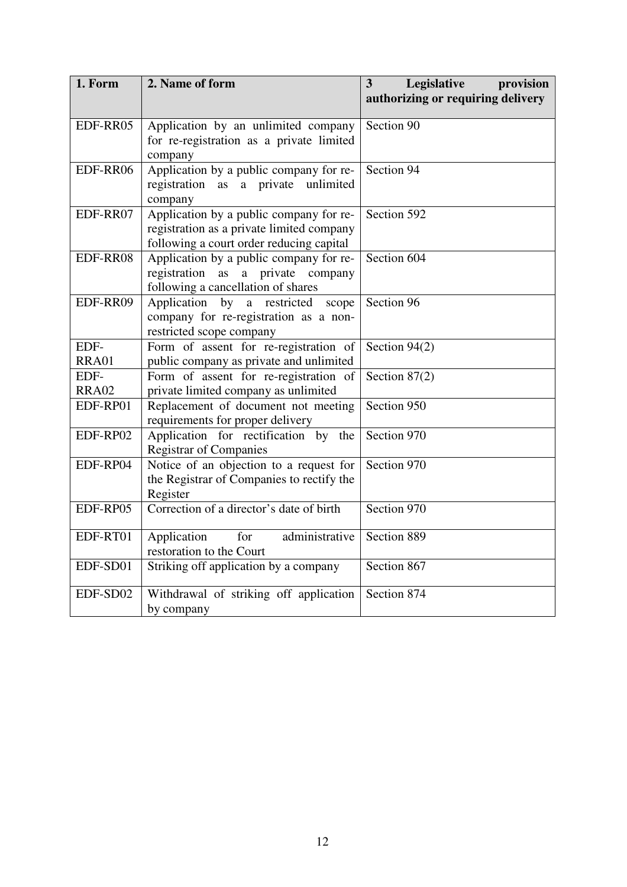| 1. Form | 2. Name of form | 3 Legislative provision authorizing or requiring delivery |
|---|---|---|
| EDF-RR05 | Application by an unlimited company for re-registration as a private limited company | Section 90 |
| EDF-RR06 | Application by a public company for re-registration as a private unlimited company | Section 94 |
| EDF-RR07 | Application by a public company for re-registration as a private limited company following a court order reducing capital | Section 592 |
| EDF-RR08 | Application by a public company for re-registration as a private company following a cancellation of shares | Section 604 |
| EDF-RR09 | Application by a restricted scope company for re-registration as a non-restricted scope company | Section 96 |
| EDF-RRA01 | Form of assent for re-registration of public company as private and unlimited | Section 94(2) |
| EDF-RRA02 | Form of assent for re-registration of private limited company as unlimited | Section 87(2) |
| EDF-RP01 | Replacement of document not meeting requirements for proper delivery | Section 950 |
| EDF-RP02 | Application for rectification by the Registrar of Companies | Section 970 |
| EDF-RP04 | Notice of an objection to a request for the Registrar of Companies to rectify the Register | Section 970 |
| EDF-RP05 | Correction of a director's date of birth | Section 970 |
| EDF-RT01 | Application for administrative restoration to the Court | Section 889 |
| EDF-SD01 | Striking off application by a company | Section 867 |
| EDF-SD02 | Withdrawal of striking off application by company | Section 874 |